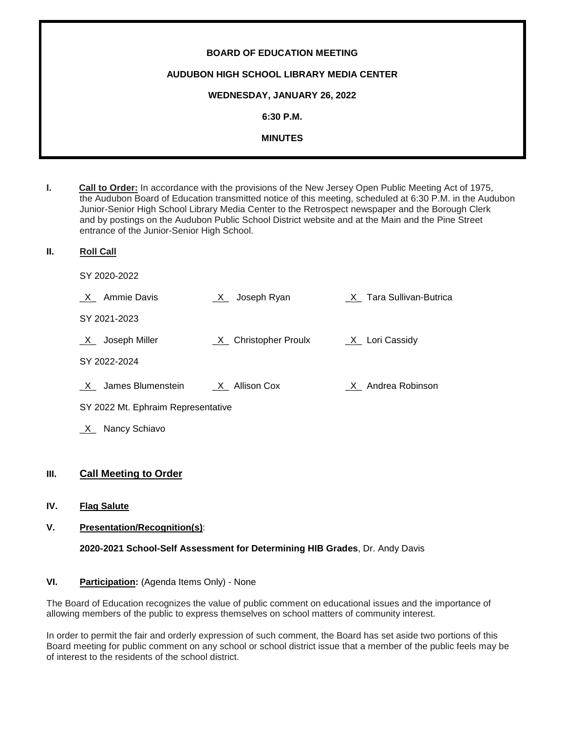**BOARD OF EDUCATION MEETING**

**AUDUBON HIGH SCHOOL LIBRARY MEDIA CENTER**

**WEDNESDAY, JANUARY 26, 2022**

**6:30 P.M.**

**MINUTES**

**I. Call to Order:** In accordance with the provisions of the New Jersey Open Public Meeting Act of 1975, the Audubon Board of Education transmitted notice of this meeting, scheduled at 6:30 P.M. in the Audubon Junior-Senior High School Library Media Center to the Retrospect newspaper and the Borough Clerk and by postings on the Audubon Public School District website and at the Main and the Pine Street entrance of the Junior-Senior High School.

**II. Roll Call**

SY 2020-2022

_X_ Ammie Davis _X_ Joseph Ryan _X_ Tara Sullivan-Butrica

SY 2021-2023

_X_ Joseph Miller _X_ Christopher Proulx _X_ Lori Cassidy

SY 2022-2024

_X_ James Blumenstein _X_ Allison Cox _X_ Andrea Robinson

SY 2022 Mt. Ephraim Representative

_X_ Nancy Schiavo

**III. Call Meeting to Order**

**IV. Flag Salute**

**V. Presentation/Recognition(s)**:

**2020-2021 School-Self Assessment for Determining HIB Grades**, Dr. Andy Davis

**VI. Participation:** (Agenda Items Only) - None

The Board of Education recognizes the value of public comment on educational issues and the importance of allowing members of the public to express themselves on school matters of community interest.

In order to permit the fair and orderly expression of such comment, the Board has set aside two portions of this Board meeting for public comment on any school or school district issue that a member of the public feels may be of interest to the residents of the school district.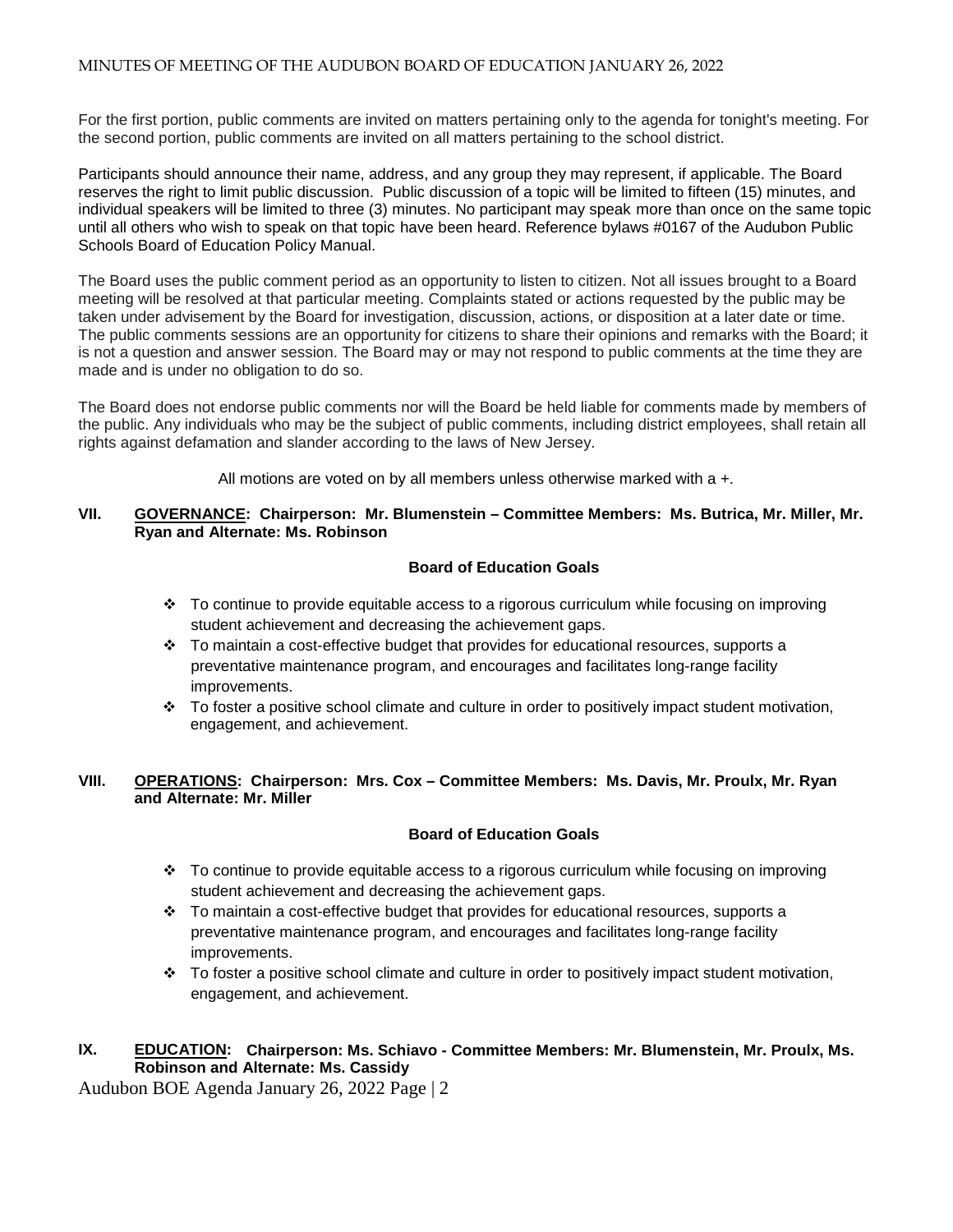For the first portion, public comments are invited on matters pertaining only to the agenda for tonight's meeting. For the second portion, public comments are invited on all matters pertaining to the school district.

Participants should announce their name, address, and any group they may represent, if applicable. The Board reserves the right to limit public discussion. Public discussion of a topic will be limited to fifteen (15) minutes, and individual speakers will be limited to three (3) minutes. No participant may speak more than once on the same topic until all others who wish to speak on that topic have been heard. Reference bylaws #0167 of the Audubon Public Schools Board of Education Policy Manual.

The Board uses the public comment period as an opportunity to listen to citizen. Not all issues brought to a Board meeting will be resolved at that particular meeting. Complaints stated or actions requested by the public may be taken under advisement by the Board for investigation, discussion, actions, or disposition at a later date or time. The public comments sessions are an opportunity for citizens to share their opinions and remarks with the Board; it is not a question and answer session. The Board may or may not respond to public comments at the time they are made and is under no obligation to do so.

The Board does not endorse public comments nor will the Board be held liable for comments made by members of the public. Any individuals who may be the subject of public comments, including district employees, shall retain all rights against defamation and slander according to the laws of New Jersey.

All motions are voted on by all members unless otherwise marked with a +.

## VII. GOVERNANCE: Chairperson: Mr. Blumenstein – Committee Members: Ms. Butrica, Mr. Miller, Mr. Ryan and Alternate: Ms. Robinson

**Board of Education Goals**

- To continue to provide equitable access to a rigorous curriculum while focusing on improving student achievement and decreasing the achievement gaps.
- To maintain a cost-effective budget that provides for educational resources, supports a preventative maintenance program, and encourages and facilitates long-range facility improvements.
- To foster a positive school climate and culture in order to positively impact student motivation, engagement, and achievement.

## VIII. OPERATIONS: Chairperson: Mrs. Cox – Committee Members: Ms. Davis, Mr. Proulx, Mr. Ryan and Alternate: Mr. Miller

**Board of Education Goals**

- To continue to provide equitable access to a rigorous curriculum while focusing on improving student achievement and decreasing the achievement gaps.
- To maintain a cost-effective budget that provides for educational resources, supports a preventative maintenance program, and encourages and facilitates long-range facility improvements.
- To foster a positive school climate and culture in order to positively impact student motivation, engagement, and achievement.

## IX. EDUCATION: Chairperson: Ms. Schiavo - Committee Members: Mr. Blumenstein, Mr. Proulx, Ms. Robinson and Alternate: Ms. Cassidy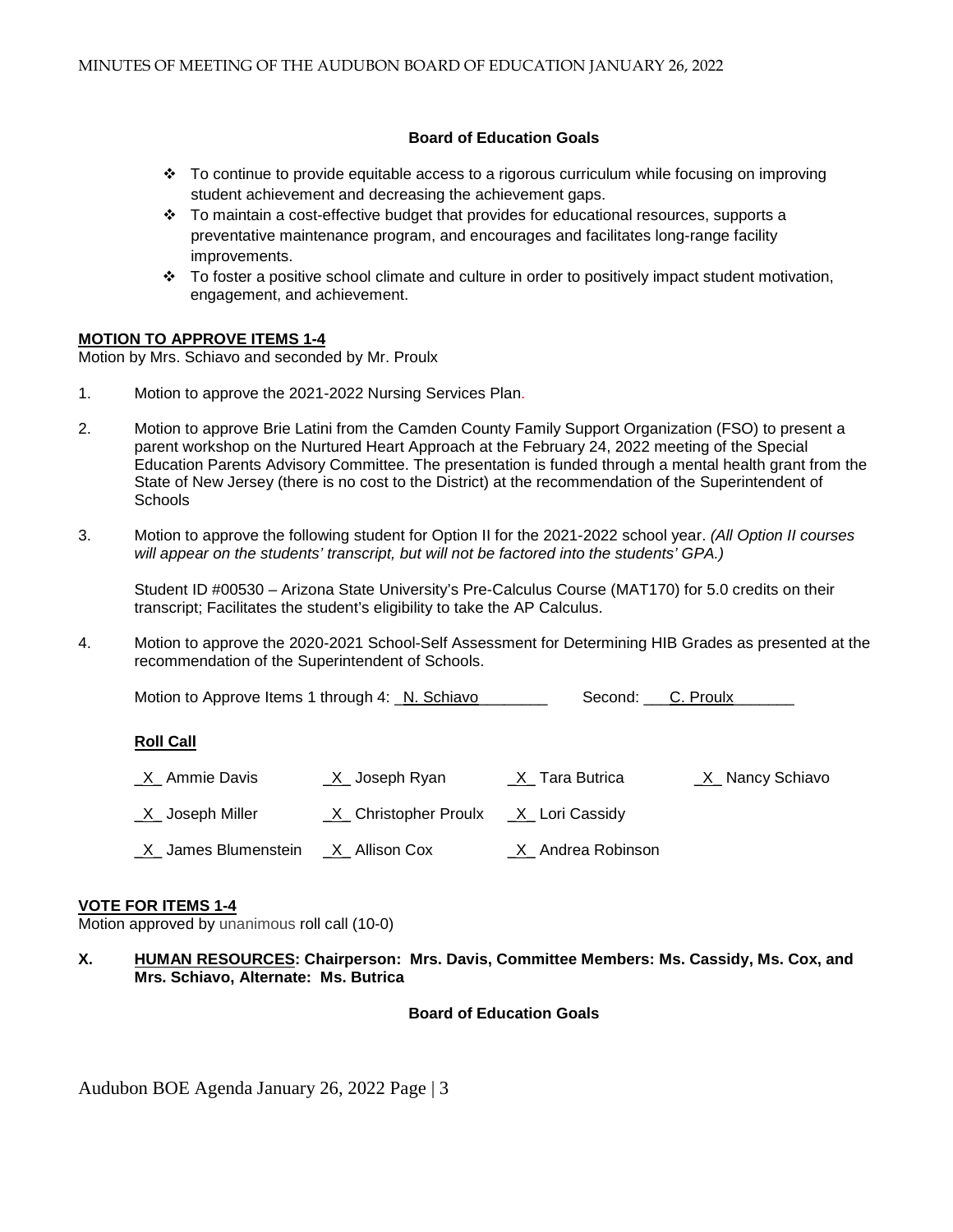**Board of Education Goals**

- To continue to provide equitable access to a rigorous curriculum while focusing on improving student achievement and decreasing the achievement gaps.
- To maintain a cost-effective budget that provides for educational resources, supports a preventative maintenance program, and encourages and facilitates long-range facility improvements.
- To foster a positive school climate and culture in order to positively impact student motivation, engagement, and achievement.

**MOTION TO APPROVE ITEMS 1-4**

Motion by Mrs. Schiavo and seconded by Mr. Proulx

1. Motion to approve the 2021-2022 Nursing Services Plan.

2. Motion to approve Brie Latini from the Camden County Family Support Organization (FSO) to present a parent workshop on the Nurtured Heart Approach at the February 24, 2022 meeting of the Special Education Parents Advisory Committee. The presentation is funded through a mental health grant from the State of New Jersey (there is no cost to the District) at the recommendation of the Superintendent of Schools

3. Motion to approve the following student for Option II for the 2021-2022 school year. *(All Option II courses will appear on the students' transcript, but will not be factored into the students' GPA.)*

   Student ID #00530 – Arizona State University's Pre-Calculus Course (MAT170) for 5.0 credits on their transcript; Facilitates the student's eligibility to take the AP Calculus.

4. Motion to approve the 2020-2021 School-Self Assessment for Determining HIB Grades as presented at the recommendation of the Superintendent of Schools.

   Motion to Approve Items 1 through 4: N. Schiavo  Second: C. Proulx

   **Roll Call**

   | | | | |
   |---|---|---|---|
   | _X_ Ammie Davis | _X_ Joseph Ryan | _X_ Tara Butrica | _X_ Nancy Schiavo |
   | _X_ Joseph Miller | _X_ Christopher Proulx | _X_ Lori Cassidy | |
   | _X_ James Blumenstein | _X_ Allison Cox | _X_ Andrea Robinson | |

**VOTE FOR ITEMS 1-4**

Motion approved by unanimous roll call (10-0)

**X. HUMAN RESOURCES: Chairperson: Mrs. Davis, Committee Members: Ms. Cassidy, Ms. Cox, and Mrs. Schiavo, Alternate: Ms. Butrica**

**Board of Education Goals**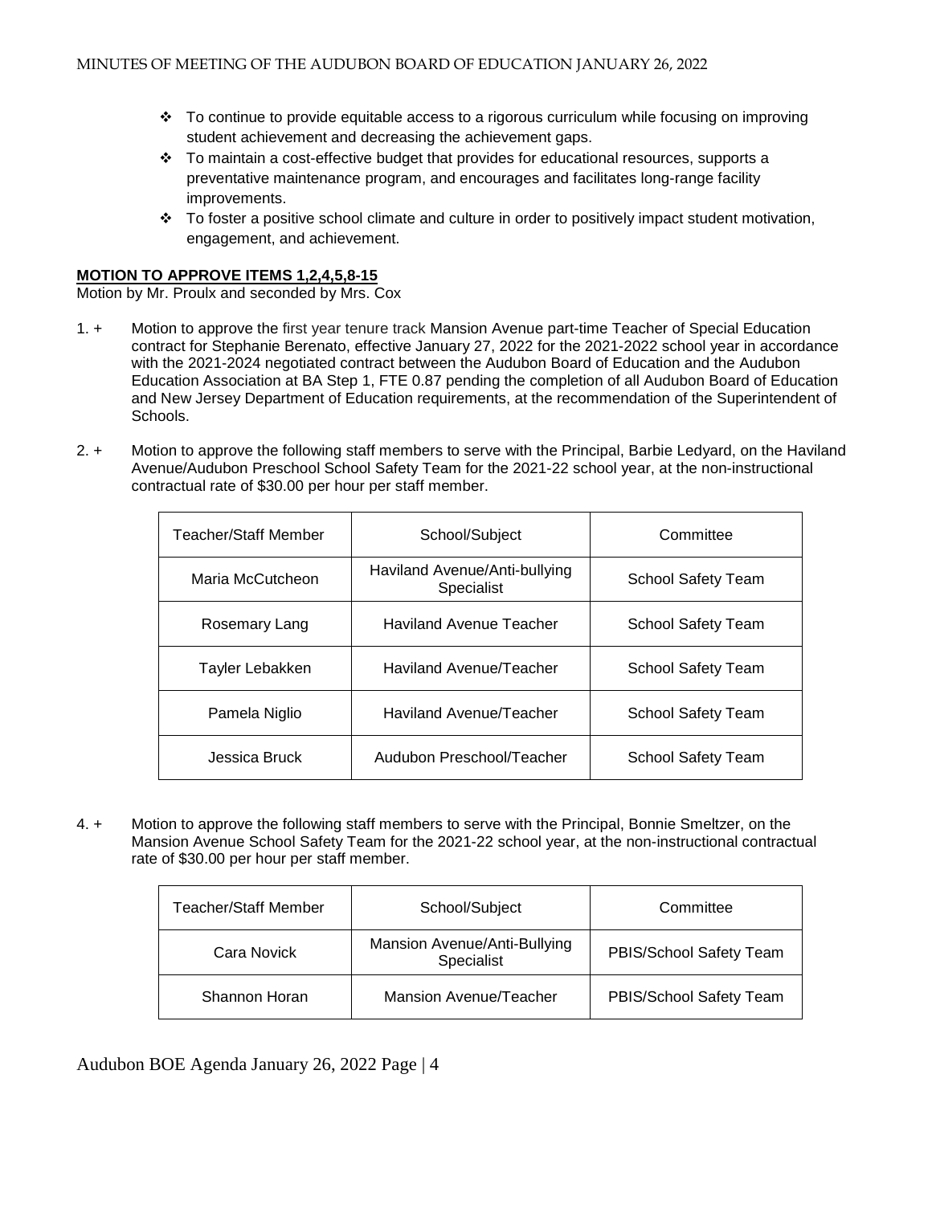- ❖ To continue to provide equitable access to a rigorous curriculum while focusing on improving student achievement and decreasing the achievement gaps.
- ❖ To maintain a cost-effective budget that provides for educational resources, supports a preventative maintenance program, and encourages and facilitates long-range facility improvements.
- ❖ To foster a positive school climate and culture in order to positively impact student motivation, engagement, and achievement.

**MOTION TO APPROVE ITEMS 1,2,4,5,8-15**

Motion by Mr. Proulx and seconded by Mrs. Cox

1. + Motion to approve the first year tenure track Mansion Avenue part-time Teacher of Special Education contract for Stephanie Berenato, effective January 27, 2022 for the 2021-2022 school year in accordance with the 2021-2024 negotiated contract between the Audubon Board of Education and the Audubon Education Association at BA Step 1, FTE 0.87 pending the completion of all Audubon Board of Education and New Jersey Department of Education requirements, at the recommendation of the Superintendent of Schools.

2. + Motion to approve the following staff members to serve with the Principal, Barbie Ledyard, on the Haviland Avenue/Audubon Preschool School Safety Team for the 2021-22 school year, at the non-instructional contractual rate of $30.00 per hour per staff member.

| Teacher/Staff Member | School/Subject | Committee |
|---|---|---|
| Maria McCutcheon | Haviland Avenue/Anti-bullying Specialist | School Safety Team |
| Rosemary Lang | Haviland Avenue Teacher | School Safety Team |
| Tayler Lebakken | Haviland Avenue/Teacher | School Safety Team |
| Pamela Niglio | Haviland Avenue/Teacher | School Safety Team |
| Jessica Bruck | Audubon Preschool/Teacher | School Safety Team |

4. + Motion to approve the following staff members to serve with the Principal, Bonnie Smeltzer, on the Mansion Avenue School Safety Team for the 2021-22 school year, at the non-instructional contractual rate of $30.00 per hour per staff member.

| Teacher/Staff Member | School/Subject | Committee |
|---|---|---|
| Cara Novick | Mansion Avenue/Anti-Bullying Specialist | PBIS/School Safety Team |
| Shannon Horan | Mansion Avenue/Teacher | PBIS/School Safety Team |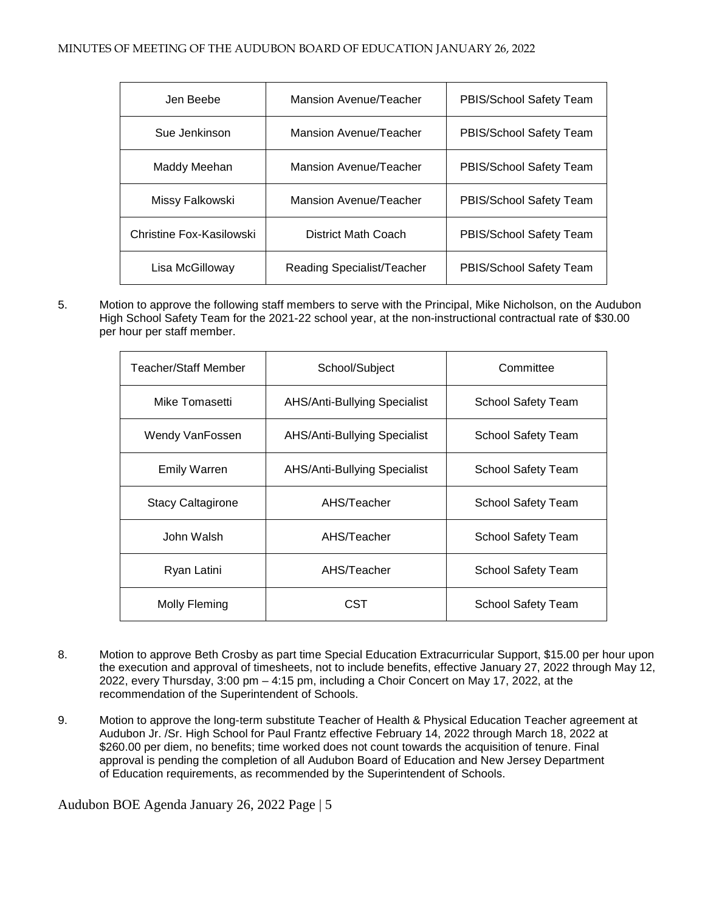| Jen Beebe | Mansion Avenue/Teacher | PBIS/School Safety Team |
| --- | --- | --- |
| Sue Jenkinson | Mansion Avenue/Teacher | PBIS/School Safety Team |
| Maddy Meehan | Mansion Avenue/Teacher | PBIS/School Safety Team |
| Missy Falkowski | Mansion Avenue/Teacher | PBIS/School Safety Team |
| Christine Fox-Kasilowski | District Math Coach | PBIS/School Safety Team |
| Lisa McGilloway | Reading Specialist/Teacher | PBIS/School Safety Team |

5. Motion to approve the following staff members to serve with the Principal, Mike Nicholson, on the Audubon High School Safety Team for the 2021-22 school year, at the non-instructional contractual rate of $30.00 per hour per staff member.

| Teacher/Staff Member | School/Subject | Committee |
| --- | --- | --- |
| Mike Tomasetti | AHS/Anti-Bullying Specialist | School Safety Team |
| Wendy VanFossen | AHS/Anti-Bullying Specialist | School Safety Team |
| Emily Warren | AHS/Anti-Bullying Specialist | School Safety Team |
| Stacy Caltagirone | AHS/Teacher | School Safety Team |
| John Walsh | AHS/Teacher | School Safety Team |
| Ryan Latini | AHS/Teacher | School Safety Team |
| Molly Fleming | CST | School Safety Team |

8. Motion to approve Beth Crosby as part time Special Education Extracurricular Support, $15.00 per hour upon the execution and approval of timesheets, not to include benefits, effective January 27, 2022 through May 12, 2022, every Thursday, 3:00 pm – 4:15 pm, including a Choir Concert on May 17, 2022, at the recommendation of the Superintendent of Schools.

9. Motion to approve the long-term substitute Teacher of Health & Physical Education Teacher agreement at Audubon Jr. /Sr. High School for Paul Frantz effective February 14, 2022 through March 18, 2022 at $260.00 per diem, no benefits; time worked does not count towards the acquisition of tenure. Final approval is pending the completion of all Audubon Board of Education and New Jersey Department of Education requirements, as recommended by the Superintendent of Schools.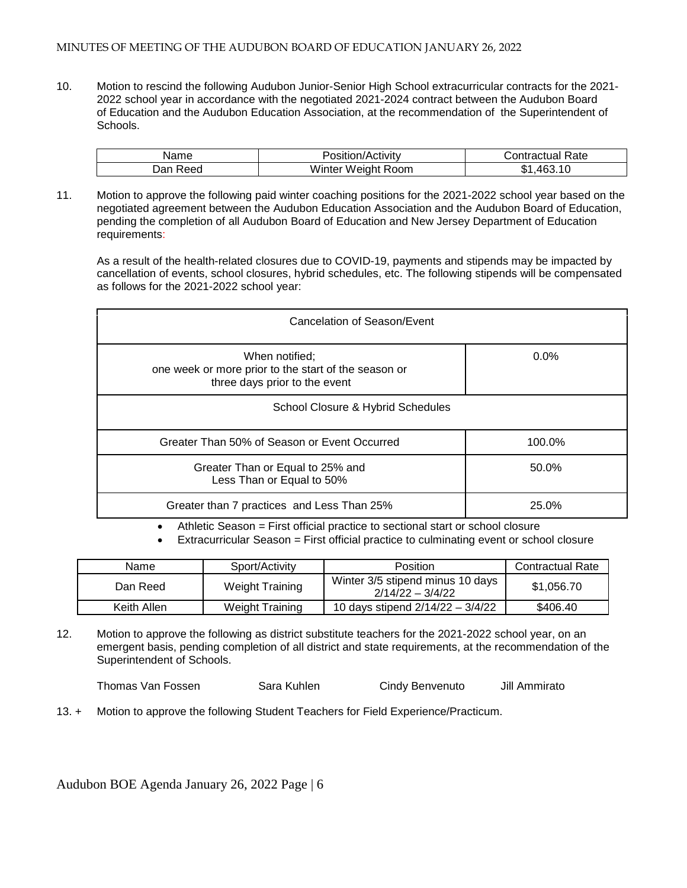10. Motion to rescind the following Audubon Junior-Senior High School extracurricular contracts for the 2021-2022 school year in accordance with the negotiated 2021-2024 contract between the Audubon Board of Education and the Audubon Education Association, at the recommendation of the Superintendent of Schools.

| Name | Position/Activity | Contractual Rate |
|---|---|---|
| Dan Reed | Winter Weight Room | $1,463.10 |

11. Motion to approve the following paid winter coaching positions for the 2021-2022 school year based on the negotiated agreement between the Audubon Education Association and the Audubon Board of Education, pending the completion of all Audubon Board of Education and New Jersey Department of Education requirements:

As a result of the health-related closures due to COVID-19, payments and stipends may be impacted by cancellation of events, school closures, hybrid schedules, etc. The following stipends will be compensated as follows for the 2021-2022 school year:

| Cancelation of Season/Event | |
|---|---|
| When notified; one week or more prior to the start of the season or three days prior to the event | 0.0% |
| **School Closure & Hybrid Schedules** | |
| Greater Than 50% of Season or Event Occurred | 100.0% |
| Greater Than or Equal to 25% and Less Than or Equal to 50% | 50.0% |
| Greater than 7 practices and Less Than 25% | 25.0% |

- Athletic Season = First official practice to sectional start or school closure
- Extracurricular Season = First official practice to culminating event or school closure

| Name | Sport/Activity | Position | Contractual Rate |
|---|---|---|---|
| Dan Reed | Weight Training | Winter 3/5 stipend minus 10 days 2/14/22 – 3/4/22 | $1,056.70 |
| Keith Allen | Weight Training | 10 days stipend 2/14/22 – 3/4/22 | $406.40 |

12. Motion to approve the following as district substitute teachers for the 2021-2022 school year, on an emergent basis, pending completion of all district and state requirements, at the recommendation of the Superintendent of Schools.

Thomas Van Fossen    Sara Kuhlen    Cindy Benvenuto    Jill Ammirato

13. + Motion to approve the following Student Teachers for Field Experience/Practicum.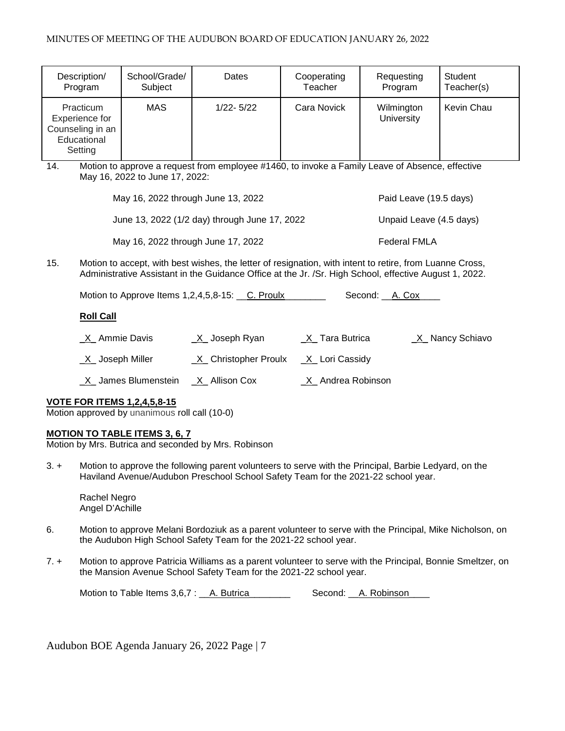| Description/ Program | School/Grade/ Subject | Dates | Cooperating Teacher | Requesting Program | Student Teacher(s) |
|---|---|---|---|---|---|
| Practicum Experience for Counseling in an Educational Setting | MAS | 1/22- 5/22 | Cara Novick | Wilmington University | Kevin Chau |

14. Motion to approve a request from employee #1460, to invoke a Family Leave of Absence, effective May 16, 2022 to June 17, 2022:

| | |
|---|---|
| May 16, 2022 through June 13, 2022 | Paid Leave (19.5 days) |
| June 13, 2022 (1/2 day) through June 17, 2022 | Unpaid Leave (4.5 days) |
| May 16, 2022 through June 17, 2022 | Federal FMLA |

15. Motion to accept, with best wishes, the letter of resignation, with intent to retire, from Luanne Cross, Administrative Assistant in the Guidance Office at the Jr. /Sr. High School, effective August 1, 2022.

Motion to Approve Items 1,2,4,5,8-15: C. Proulx Second: A. Cox

**Roll Call**

_X_ Ammie Davis _X_ Joseph Ryan _X_ Tara Butrica _X_ Nancy Schiavo

_X_ Joseph Miller _X_ Christopher Proulx _X_ Lori Cassidy

_X_ James Blumenstein _X_ Allison Cox _X_ Andrea Robinson

**VOTE FOR ITEMS 1,2,4,5,8-15**

Motion approved by unanimous roll call (10-0)

**MOTION TO TABLE ITEMS 3, 6, 7**

Motion by Mrs. Butrica and seconded by Mrs. Robinson

3. + Motion to approve the following parent volunteers to serve with the Principal, Barbie Ledyard, on the Haviland Avenue/Audubon Preschool School Safety Team for the 2021-22 school year.

   Rachel Negro
   Angel D'Achille

6. Motion to approve Melani Bordoziuk as a parent volunteer to serve with the Principal, Mike Nicholson, on the Audubon High School Safety Team for the 2021-22 school year.

7. + Motion to approve Patricia Williams as a parent volunteer to serve with the Principal, Bonnie Smeltzer, on the Mansion Avenue School Safety Team for the 2021-22 school year.

   Motion to Table Items 3,6,7 : A. Butrica Second: A. Robinson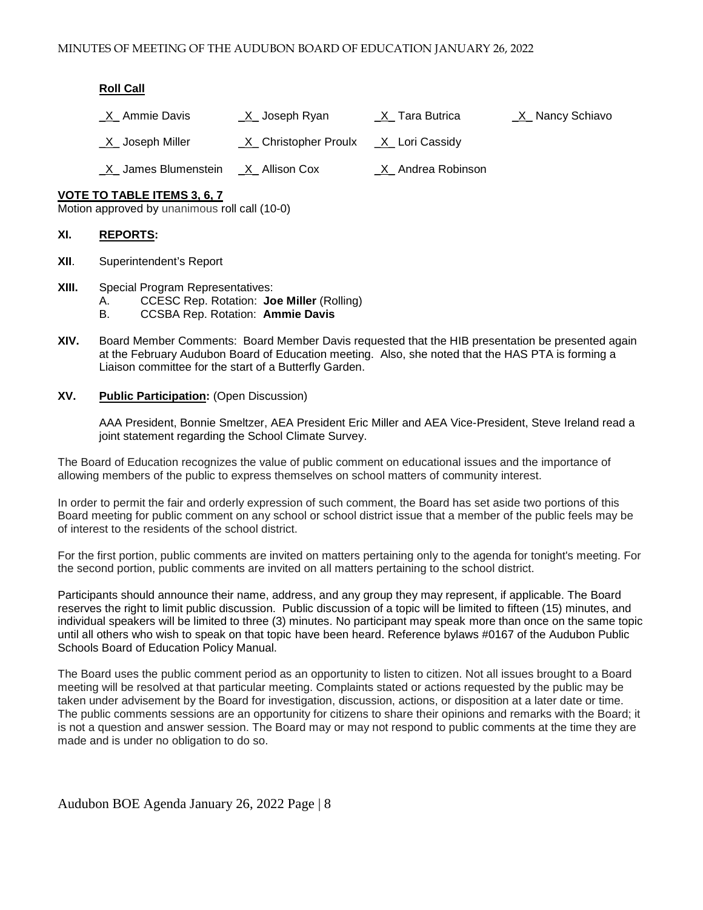**Roll Call**

| | | | |
|---|---|---|---|
| _X_ Ammie Davis | _X_ Joseph Ryan | _X_ Tara Butrica | _X_ Nancy Schiavo |
| _X_ Joseph Miller | _X_ Christopher Proulx | _X_ Lori Cassidy | |
| _X_ James Blumenstein | _X_ Allison Cox | _X_ Andrea Robinson | |

**VOTE TO TABLE ITEMS 3, 6, 7**

Motion approved by unanimous roll call (10-0)

**XI.** **REPORTS:**

**XII**. Superintendent's Report

**XIII.** Special Program Representatives:

A. CCESC Rep. Rotation: **Joe Miller** (Rolling)

B. CCSBA Rep. Rotation: **Ammie Davis**

**XIV.** Board Member Comments: Board Member Davis requested that the HIB presentation be presented again at the February Audubon Board of Education meeting. Also, she noted that the HAS PTA is forming a Liaison committee for the start of a Butterfly Garden.

**XV.** **Public Participation:** (Open Discussion)

AAA President, Bonnie Smeltzer, AEA President Eric Miller and AEA Vice-President, Steve Ireland read a joint statement regarding the School Climate Survey.

The Board of Education recognizes the value of public comment on educational issues and the importance of allowing members of the public to express themselves on school matters of community interest.

In order to permit the fair and orderly expression of such comment, the Board has set aside two portions of this Board meeting for public comment on any school or school district issue that a member of the public feels may be of interest to the residents of the school district.

For the first portion, public comments are invited on matters pertaining only to the agenda for tonight's meeting. For the second portion, public comments are invited on all matters pertaining to the school district.

Participants should announce their name, address, and any group they may represent, if applicable. The Board reserves the right to limit public discussion. Public discussion of a topic will be limited to fifteen (15) minutes, and individual speakers will be limited to three (3) minutes. No participant may speak more than once on the same topic until all others who wish to speak on that topic have been heard. Reference bylaws #0167 of the Audubon Public Schools Board of Education Policy Manual.

The Board uses the public comment period as an opportunity to listen to citizen. Not all issues brought to a Board meeting will be resolved at that particular meeting. Complaints stated or actions requested by the public may be taken under advisement by the Board for investigation, discussion, actions, or disposition at a later date or time. The public comments sessions are an opportunity for citizens to share their opinions and remarks with the Board; it is not a question and answer session. The Board may or may not respond to public comments at the time they are made and is under no obligation to do so.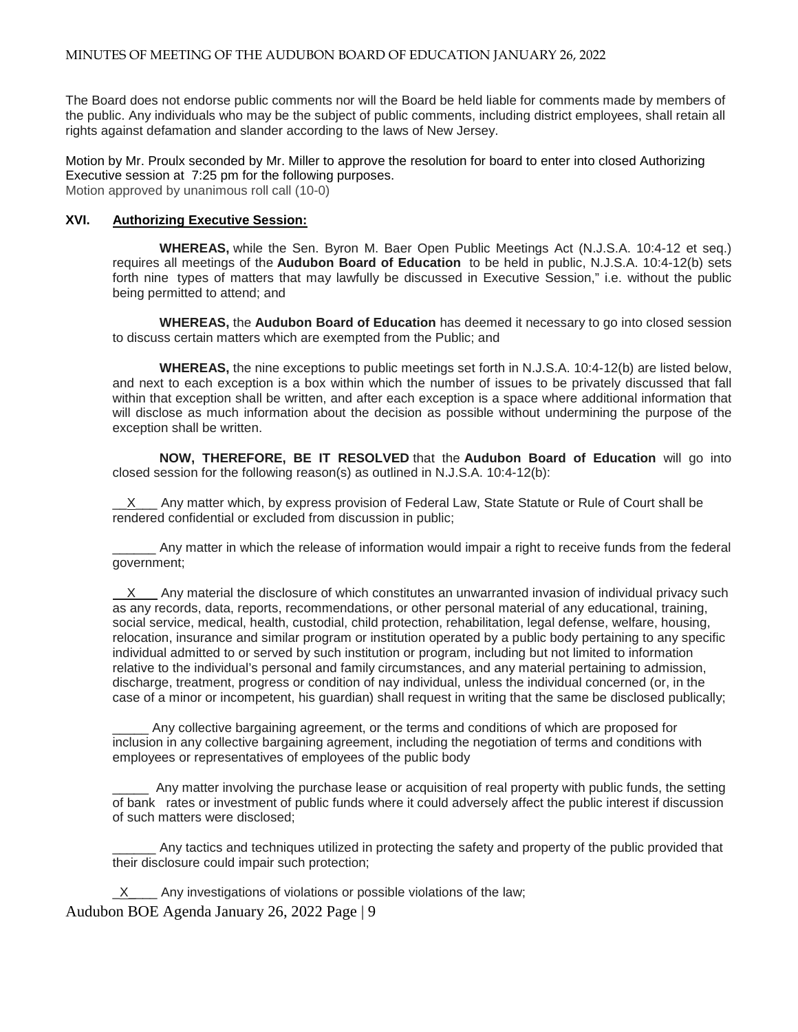The Board does not endorse public comments nor will the Board be held liable for comments made by members of the public. Any individuals who may be the subject of public comments, including district employees, shall retain all rights against defamation and slander according to the laws of New Jersey.

Motion by Mr. Proulx seconded by Mr. Miller to approve the resolution for board to enter into closed Authorizing Executive session at 7:25 pm for the following purposes.
Motion approved by unanimous roll call (10-0)

**XVI. Authorizing Executive Session:**

**WHEREAS,** while the Sen. Byron M. Baer Open Public Meetings Act (N.J.S.A. 10:4-12 et seq.) requires all meetings of the **Audubon Board of Education** to be held in public, N.J.S.A. 10:4-12(b) sets forth nine types of matters that may lawfully be discussed in Executive Session," i.e. without the public being permitted to attend; and

**WHEREAS,** the **Audubon Board of Education** has deemed it necessary to go into closed session to discuss certain matters which are exempted from the Public; and

**WHEREAS,** the nine exceptions to public meetings set forth in N.J.S.A. 10:4-12(b) are listed below, and next to each exception is a box within which the number of issues to be privately discussed that fall within that exception shall be written, and after each exception is a space where additional information that will disclose as much information about the decision as possible without undermining the purpose of the exception shall be written.

**NOW, THEREFORE, BE IT RESOLVED** that the **Audubon Board of Education** will go into closed session for the following reason(s) as outlined in N.J.S.A. 10:4-12(b):

__X___ Any matter which, by express provision of Federal Law, State Statute or Rule of Court shall be rendered confidential or excluded from discussion in public;

______ Any matter in which the release of information would impair a right to receive funds from the federal government;

__X___ Any material the disclosure of which constitutes an unwarranted invasion of individual privacy such as any records, data, reports, recommendations, or other personal material of any educational, training, social service, medical, health, custodial, child protection, rehabilitation, legal defense, welfare, housing, relocation, insurance and similar program or institution operated by a public body pertaining to any specific individual admitted to or served by such institution or program, including but not limited to information relative to the individual's personal and family circumstances, and any material pertaining to admission, discharge, treatment, progress or condition of nay individual, unless the individual concerned (or, in the case of a minor or incompetent, his guardian) shall request in writing that the same be disclosed publically;

_____ Any collective bargaining agreement, or the terms and conditions of which are proposed for inclusion in any collective bargaining agreement, including the negotiation of terms and conditions with employees or representatives of employees of the public body

_____ Any matter involving the purchase lease or acquisition of real property with public funds, the setting of bank rates or investment of public funds where it could adversely affect the public interest if discussion of such matters were disclosed;

______ Any tactics and techniques utilized in protecting the safety and property of the public provided that their disclosure could impair such protection;

_X____ Any investigations of violations or possible violations of the law;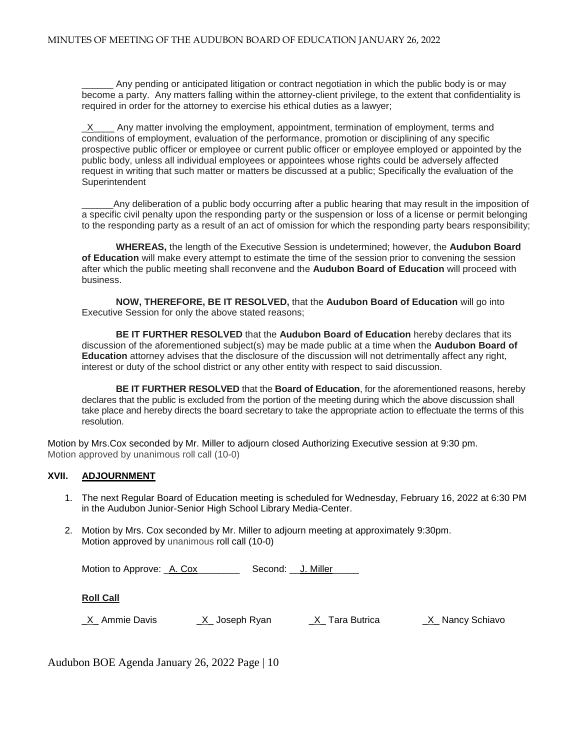______ Any pending or anticipated litigation or contract negotiation in which the public body is or may become a party. Any matters falling within the attorney-client privilege, to the extent that confidentiality is required in order for the attorney to exercise his ethical duties as a lawyer;

_X____ Any matter involving the employment, appointment, termination of employment, terms and conditions of employment, evaluation of the performance, promotion or disciplining of any specific prospective public officer or employee or current public officer or employee employed or appointed by the public body, unless all individual employees or appointees whose rights could be adversely affected request in writing that such matter or matters be discussed at a public; Specifically the evaluation of the Superintendent

______Any deliberation of a public body occurring after a public hearing that may result in the imposition of a specific civil penalty upon the responding party or the suspension or loss of a license or permit belonging to the responding party as a result of an act of omission for which the responding party bears responsibility;

**WHEREAS,** the length of the Executive Session is undetermined; however, the **Audubon Board of Education** will make every attempt to estimate the time of the session prior to convening the session after which the public meeting shall reconvene and the **Audubon Board of Education** will proceed with business.

**NOW, THEREFORE, BE IT RESOLVED,** that the **Audubon Board of Education** will go into Executive Session for only the above stated reasons;

**BE IT FURTHER RESOLVED** that the **Audubon Board of Education** hereby declares that its discussion of the aforementioned subject(s) may be made public at a time when the **Audubon Board of Education** attorney advises that the disclosure of the discussion will not detrimentally affect any right, interest or duty of the school district or any other entity with respect to said discussion.

**BE IT FURTHER RESOLVED** that the **Board of Education**, for the aforementioned reasons, hereby declares that the public is excluded from the portion of the meeting during which the above discussion shall take place and hereby directs the board secretary to take the appropriate action to effectuate the terms of this resolution.

Motion by Mrs.Cox seconded by Mr. Miller to adjourn closed Authorizing Executive session at 9:30 pm.
Motion approved by unanimous roll call (10-0)

## XVII. ADJOURNMENT

1. The next Regular Board of Education meeting is scheduled for Wednesday, February 16, 2022 at 6:30 PM in the Audubon Junior-Senior High School Library Media-Center.
2. Motion by Mrs. Cox seconded by Mr. Miller to adjourn meeting at approximately 9:30pm.
   Motion approved by unanimous roll call (10-0)

Motion to Approve: _A. Cox________ Second: __J. Miller_____

**Roll Call**

_X_ Ammie Davis _X_ Joseph Ryan _X_ Tara Butrica _X_ Nancy Schiavo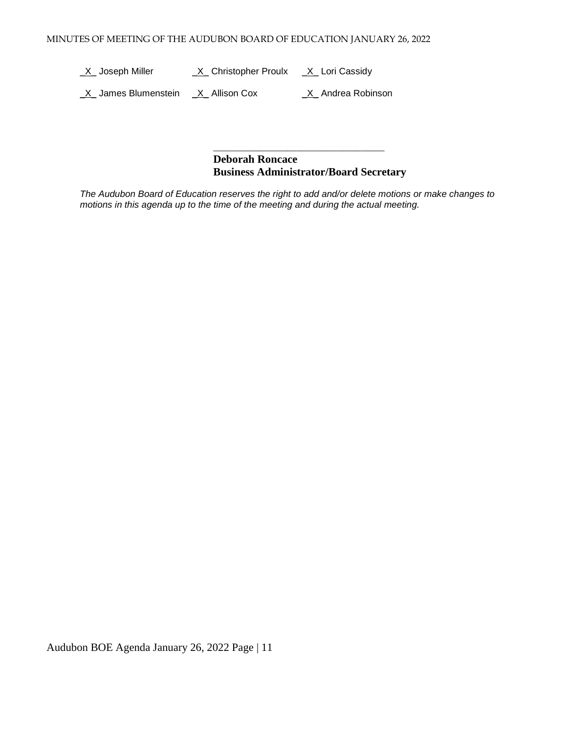_X_ Joseph Miller _X_ Christopher Proulx _X_ Lori Cassidy

_X_ James Blumenstein _X_ Allison Cox _X_ Andrea Robinson

________________________________

**Deborah Roncace**
**Business Administrator/Board Secretary**

*The Audubon Board of Education reserves the right to add and/or delete motions or make changes to motions in this agenda up to the time of the meeting and during the actual meeting.*